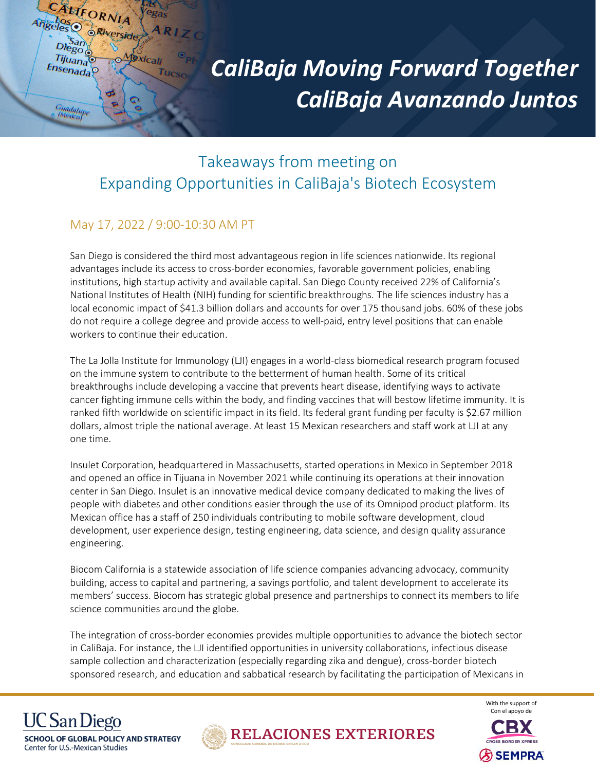# *CaliBaja Moving Forward Together*
# *CaliBaja Avanzando Juntos*

## Takeaways from meeting on Expanding Opportunities in CaliBaja's Biotech Ecosystem

### May 17, 2022 / 9:00-10:30 AM PT

San Diego is considered the third most advantageous region in life sciences nationwide. Its regional advantages include its access to cross-border economies, favorable government policies, enabling institutions, high startup activity and available capital. San Diego County received 22% of California's National Institutes of Health (NIH) funding for scientific breakthroughs. The life sciences industry has a local economic impact of $41.3 billion dollars and accounts for over 175 thousand jobs. 60% of these jobs do not require a college degree and provide access to well-paid, entry level positions that can enable workers to continue their education.

The La Jolla Institute for Immunology (LJI) engages in a world-class biomedical research program focused on the immune system to contribute to the betterment of human health. Some of its critical breakthroughs include developing a vaccine that prevents heart disease, identifying ways to activate cancer fighting immune cells within the body, and finding vaccines that will bestow lifetime immunity. It is ranked fifth worldwide on scientific impact in its field. Its federal grant funding per faculty is $2.67 million dollars, almost triple the national average. At least 15 Mexican researchers and staff work at LJI at any one time.

Insulet Corporation, headquartered in Massachusetts, started operations in Mexico in September 2018 and opened an office in Tijuana in November 2021 while continuing its operations at their innovation center in San Diego. Insulet is an innovative medical device company dedicated to making the lives of people with diabetes and other conditions easier through the use of its Omnipod product platform. Its Mexican office has a staff of 250 individuals contributing to mobile software development, cloud development, user experience design, testing engineering, data science, and design quality assurance engineering.

Biocom California is a statewide association of life science companies advancing advocacy, community building, access to capital and partnering, a savings portfolio, and talent development to accelerate its members' success. Biocom has strategic global presence and partnerships to connect its members to life science communities around the globe.

The integration of cross-border economies provides multiple opportunities to advance the biotech sector in CaliBaja. For instance, the LJI identified opportunities in university collaborations, infectious disease sample collection and characterization (especially regarding zika and dengue), cross-border biotech sponsored research, and education and sabbatical research by facilitating the participation of Mexicans in

UC San Diego
SCHOOL OF GLOBAL POLICY AND STRATEGY
Center for U.S.-Mexican Studies

RELACIONES EXTERIORES
CONSULADO GENERAL DE MÉXICO EN SAN DIEGO

With the support of
Con el apoyo de
CBX CROSS BORDER XPRESS
SEMPRA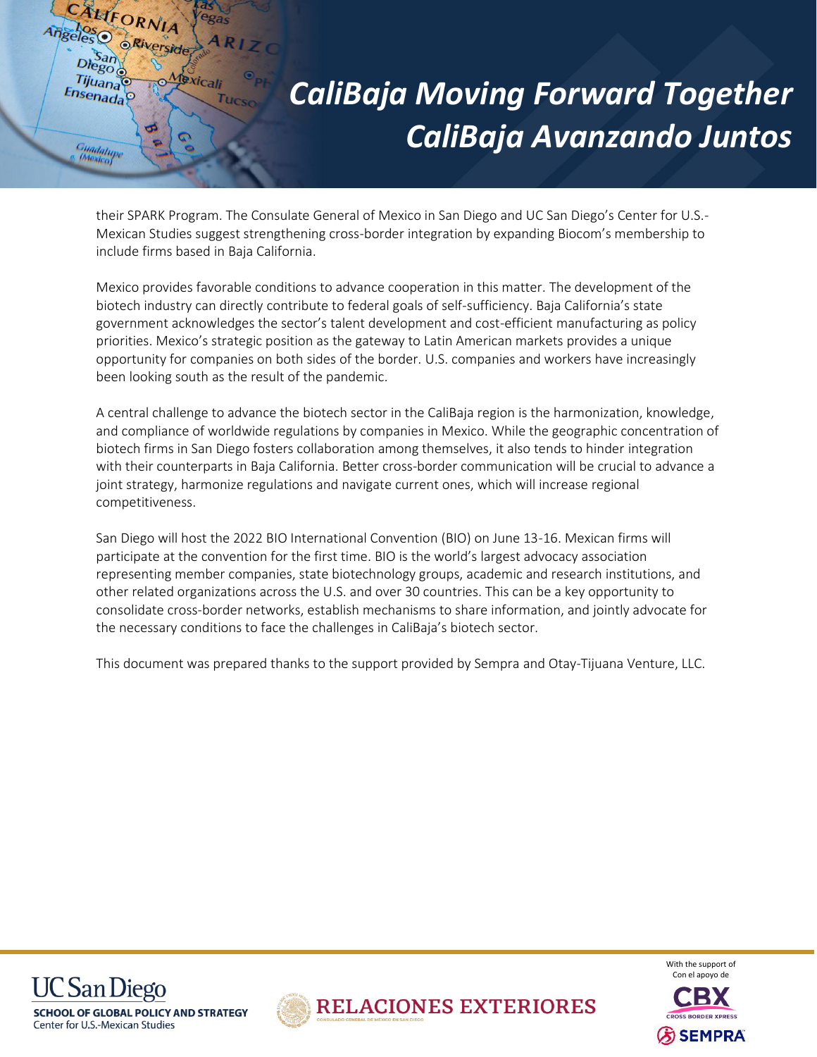their SPARK Program. The Consulate General of Mexico in San Diego and UC San Diego's Center for U.S.-Mexican Studies suggest strengthening cross-border integration by expanding Biocom's membership to include firms based in Baja California.

Mexico provides favorable conditions to advance cooperation in this matter. The development of the biotech industry can directly contribute to federal goals of self-sufficiency. Baja California's state government acknowledges the sector's talent development and cost-efficient manufacturing as policy priorities. Mexico's strategic position as the gateway to Latin American markets provides a unique opportunity for companies on both sides of the border. U.S. companies and workers have increasingly been looking south as the result of the pandemic.

A central challenge to advance the biotech sector in the CaliBaja region is the harmonization, knowledge, and compliance of worldwide regulations by companies in Mexico. While the geographic concentration of biotech firms in San Diego fosters collaboration among themselves, it also tends to hinder integration with their counterparts in Baja California. Better cross-border communication will be crucial to advance a joint strategy, harmonize regulations and navigate current ones, which will increase regional competitiveness.

San Diego will host the 2022 BIO International Convention (BIO) on June 13-16. Mexican firms will participate at the convention for the first time. BIO is the world's largest advocacy association representing member companies, state biotechnology groups, academic and research institutions, and other related organizations across the U.S. and over 30 countries. This can be a key opportunity to consolidate cross-border networks, establish mechanisms to share information, and jointly advocate for the necessary conditions to face the challenges in CaliBaja's biotech sector.

This document was prepared thanks to the support provided by Sempra and Otay-Tijuana Venture, LLC.